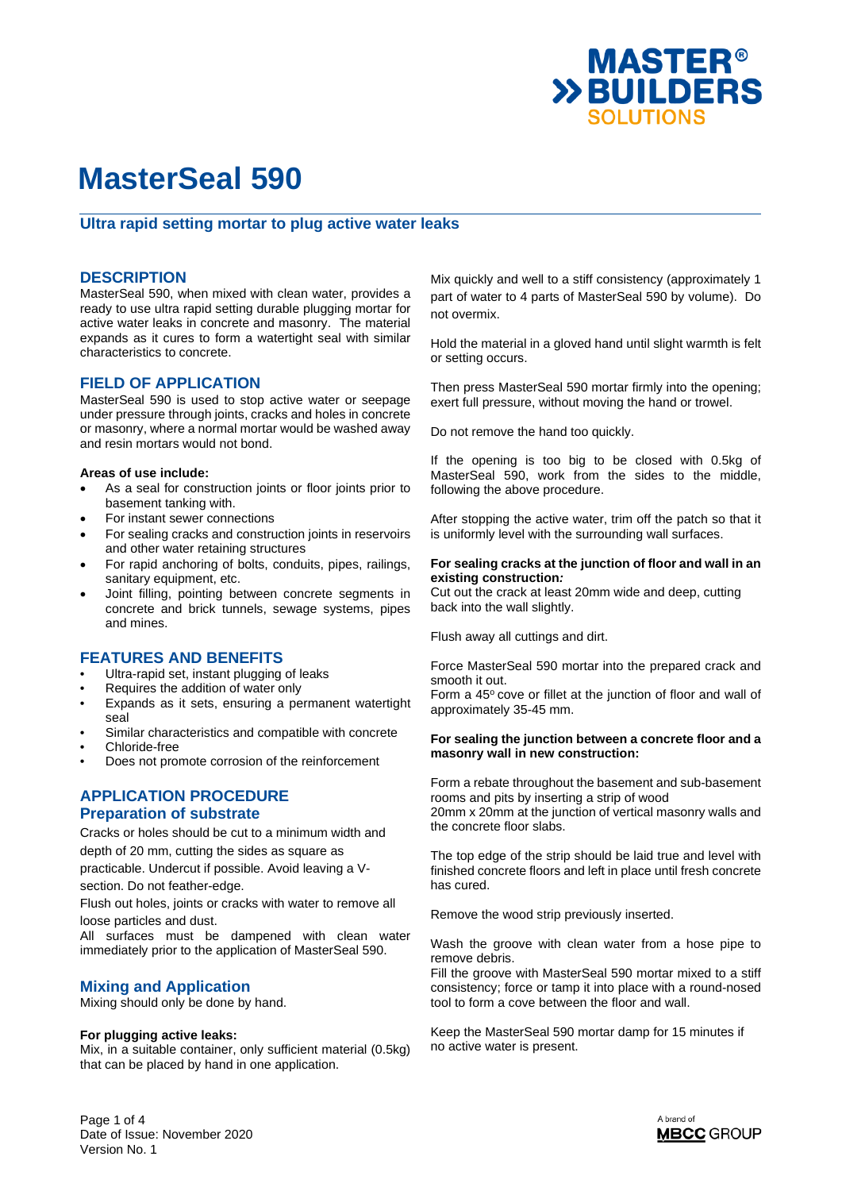# MasterSeal 590

## Ultra rapid setting mortar to plug active water leaks

## DESCRIPTION

MasterSeal 590, when mixed with clean water, provides a ready to use ultra rapid setting durable plugging mortar for active water leaks in concrete and masonry. The material expands as it cures to form a watertight seal with similar characteristics to concrete.

## FIELD OF APPLICATION

MasterSeal 590 is used to stop active water or seepage under pressure through joints, cracks and holes in concrete or masonry, where a normal mortar would be washed away and resin mortars would not bond.

**Areas of use include:**

- As a seal for construction joints or floor joints prior to basement tanking with.
- For instant sewer connections
- For sealing cracks and construction joints in reservoirs and other water retaining structures
- For rapid anchoring of bolts, conduits, pipes, railings, sanitary equipment, etc.
- Joint filling, pointing between concrete segments in concrete and brick tunnels, sewage systems, pipes and mines.

## FEATURES AND BENEFITS

- Ultra-rapid set, instant plugging of leaks
- Requires the addition of water only
- Expands as it sets, ensuring a permanent watertight seal
- Similar characteristics and compatible with concrete
- Chloride-free
- Does not promote corrosion of the reinforcement

## APPLICATION PROCEDURE

### Preparation of substrate

Cracks or holes should be cut to a minimum width and depth of 20 mm, cutting the sides as square as practicable. Undercut if possible. Avoid leaving a V-section. Do not feather-edge.

Flush out holes, joints or cracks with water to remove all loose particles and dust.

All surfaces must be dampened with clean water immediately prior to the application of MasterSeal 590.

### Mixing and Application

Mixing should only be done by hand.

**For plugging active leaks:**

Mix, in a suitable container, only sufficient material (0.5kg) that can be placed by hand in one application.

Mix quickly and well to a stiff consistency (approximately 1 part of water to 4 parts of MasterSeal 590 by volume). Do not overmix.

Hold the material in a gloved hand until slight warmth is felt or setting occurs.

Then press MasterSeal 590 mortar firmly into the opening; exert full pressure, without moving the hand or trowel.

Do not remove the hand too quickly.

If the opening is too big to be closed with 0.5kg of MasterSeal 590, work from the sides to the middle, following the above procedure.

After stopping the active water, trim off the patch so that it is uniformly level with the surrounding wall surfaces.

**For sealing cracks at the junction of floor and wall in an existing construction*:***

Cut out the crack at least 20mm wide and deep, cutting back into the wall slightly.

Flush away all cuttings and dirt.

Force MasterSeal 590 mortar into the prepared crack and smooth it out.

Form a 45º cove or fillet at the junction of floor and wall of approximately 35-45 mm.

**For sealing the junction between a concrete floor and a masonry wall in new construction:**

Form a rebate throughout the basement and sub-basement rooms and pits by inserting a strip of wood 20mm x 20mm at the junction of vertical masonry walls and the concrete floor slabs.

The top edge of the strip should be laid true and level with finished concrete floors and left in place until fresh concrete has cured.

Remove the wood strip previously inserted.

Wash the groove with clean water from a hose pipe to remove debris.

Fill the groove with MasterSeal 590 mortar mixed to a stiff consistency; force or tamp it into place with a round-nosed tool to form a cove between the floor and wall.

Keep the MasterSeal 590 mortar damp for 15 minutes if no active water is present.

Date of Issue: November 2020
Version No. 1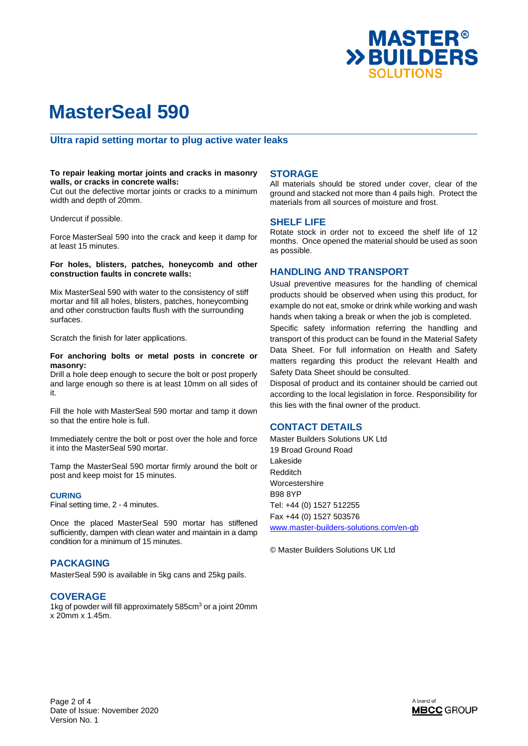# MasterSeal 590

## Ultra rapid setting mortar to plug active water leaks

**To repair leaking mortar joints and cracks in masonry walls, or cracks in concrete walls:**
Cut out the defective mortar joints or cracks to a minimum width and depth of 20mm.

Undercut if possible.

Force MasterSeal 590 into the crack and keep it damp for at least 15 minutes.

**For holes, blisters, patches, honeycomb and other construction faults in concrete walls:**

Mix MasterSeal 590 with water to the consistency of stiff mortar and fill all holes, blisters, patches, honeycombing and other construction faults flush with the surrounding surfaces.

Scratch the finish for later applications.

**For anchoring bolts or metal posts in concrete or masonry:**
Drill a hole deep enough to secure the bolt or post properly and large enough so there is at least 10mm on all sides of it.

Fill the hole with MasterSeal 590 mortar and tamp it down so that the entire hole is full.

Immediately centre the bolt or post over the hole and force it into the MasterSeal 590 mortar.

Tamp the MasterSeal 590 mortar firmly around the bolt or post and keep moist for 15 minutes.

### CURING

Final setting time, 2 - 4 minutes.

Once the placed MasterSeal 590 mortar has stiffened sufficiently, dampen with clean water and maintain in a damp condition for a minimum of 15 minutes.

## PACKAGING

MasterSeal 590 is available in 5kg cans and 25kg pails.

## COVERAGE

1kg of powder will fill approximately 585cm$^3$ or a joint 20mm x 20mm x 1.45m.

## STORAGE

All materials should be stored under cover, clear of the ground and stacked not more than 4 pails high. Protect the materials from all sources of moisture and frost.

## SHELF LIFE

Rotate stock in order not to exceed the shelf life of 12 months. Once opened the material should be used as soon as possible.

## HANDLING AND TRANSPORT

Usual preventive measures for the handling of chemical products should be observed when using this product, for example do not eat, smoke or drink while working and wash hands when taking a break or when the job is completed.

Specific safety information referring the handling and transport of this product can be found in the Material Safety Data Sheet. For full information on Health and Safety matters regarding this product the relevant Health and Safety Data Sheet should be consulted.

Disposal of product and its container should be carried out according to the local legislation in force. Responsibility for this lies with the final owner of the product.

## CONTACT DETAILS

Master Builders Solutions UK Ltd
19 Broad Ground Road
Lakeside
Redditch
Worcestershire
B98 8YP
Tel: +44 (0) 1527 512255
Fax +44 (0) 1527 503576
www.master-builders-solutions.com/en-gb

© Master Builders Solutions UK Ltd

Date of Issue: November 2020
Version No. 1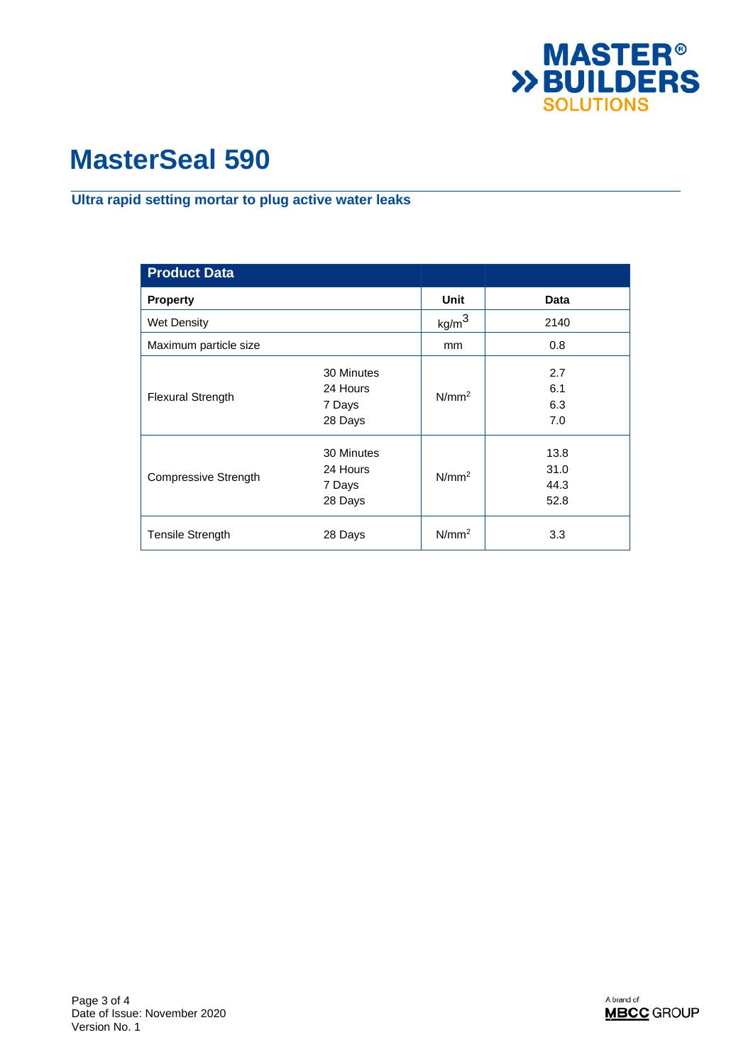# MasterSeal 590

## Ultra rapid setting mortar to plug active water leaks

| Product Data | | | |
|---|---|---|---|
| **Property** | | **Unit** | **Data** |
| Wet Density | | $kg/m^3$ | 2140 |
| Maximum particle size | | mm | 0.8 |
| Flexural Strength | 30 Minutes<br>24 Hours<br>7 Days<br>28 Days | $N/mm^2$ | 2.7<br>6.1<br>6.3<br>7.0 |
| Compressive Strength | 30 Minutes<br>24 Hours<br>7 Days<br>28 Days | $N/mm^2$ | 13.8<br>31.0<br>44.3<br>52.8 |
| Tensile Strength | 28 Days | $N/mm^2$ | 3.3 |

Date of Issue: November 2020
Version No. 1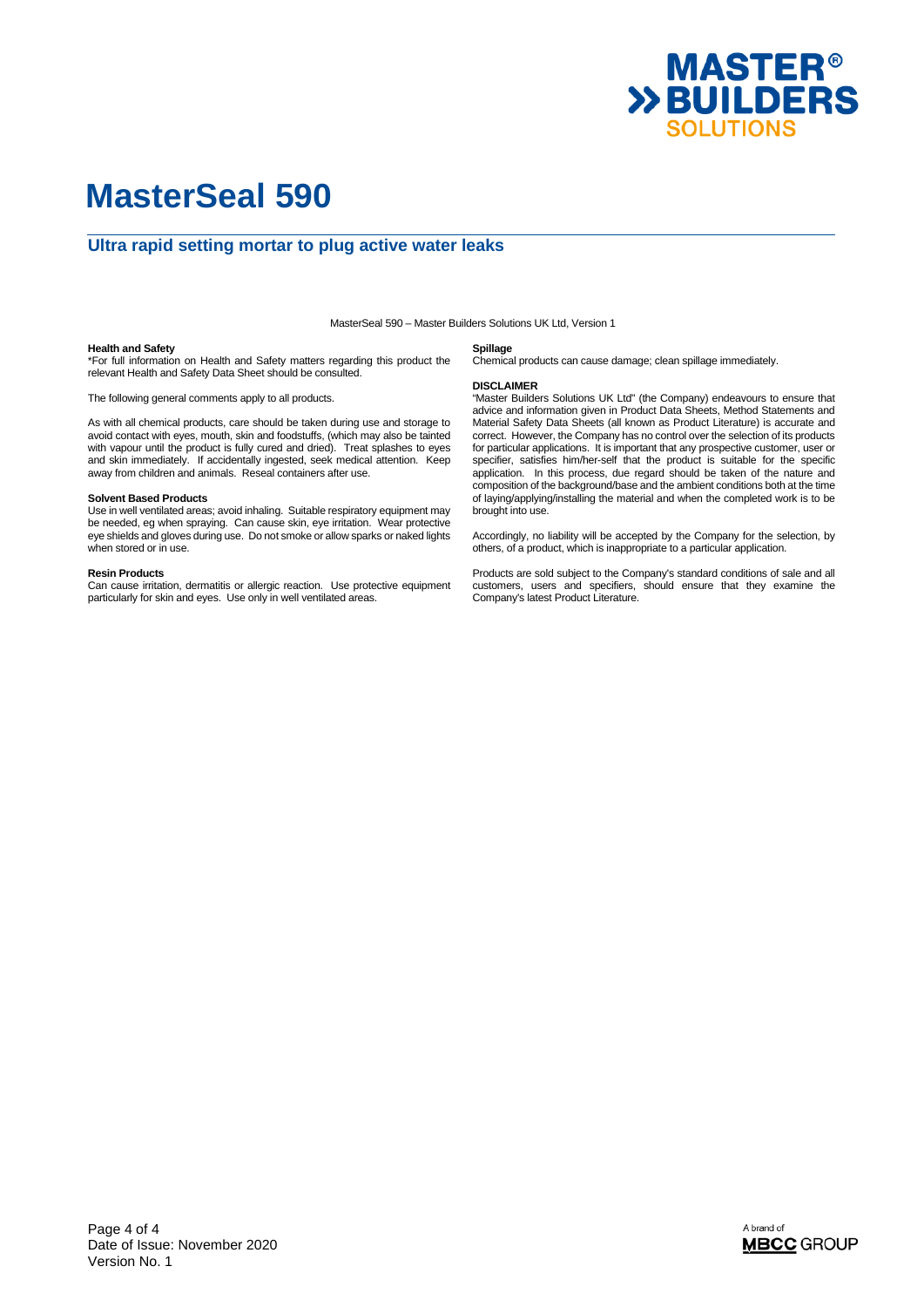# MasterSeal 590

## Ultra rapid setting mortar to plug active water leaks

MasterSeal 590 – Master Builders Solutions UK Ltd, Version 1

**Health and Safety**
*For full information on Health and Safety matters regarding this product the relevant Health and Safety Data Sheet should be consulted.

The following general comments apply to all products.

As with all chemical products, care should be taken during use and storage to avoid contact with eyes, mouth, skin and foodstuffs, (which may also be tainted with vapour until the product is fully cured and dried). Treat splashes to eyes and skin immediately. If accidentally ingested, seek medical attention. Keep away from children and animals. Reseal containers after use.

**Solvent Based Products**
Use in well ventilated areas; avoid inhaling. Suitable respiratory equipment may be needed, eg when spraying. Can cause skin, eye irritation. Wear protective eye shields and gloves during use. Do not smoke or allow sparks or naked lights when stored or in use.

**Resin Products**
Can cause irritation, dermatitis or allergic reaction. Use protective equipment particularly for skin and eyes. Use only in well ventilated areas.

**Spillage**
Chemical products can cause damage; clean spillage immediately.

**DISCLAIMER**
"Master Builders Solutions UK Ltd" (the Company) endeavours to ensure that advice and information given in Product Data Sheets, Method Statements and Material Safety Data Sheets (all known as Product Literature) is accurate and correct. However, the Company has no control over the selection of its products for particular applications. It is important that any prospective customer, user or specifier, satisfies him/her-self that the product is suitable for the specific application. In this process, due regard should be taken of the nature and composition of the background/base and the ambient conditions both at the time of laying/applying/installing the material and when the completed work is to be brought into use.

Accordingly, no liability will be accepted by the Company for the selection, by others, of a product, which is inappropriate to a particular application.

Products are sold subject to the Company's standard conditions of sale and all customers, users and specifiers, should ensure that they examine the Company's latest Product Literature.

Date of Issue: November 2020
Version No. 1